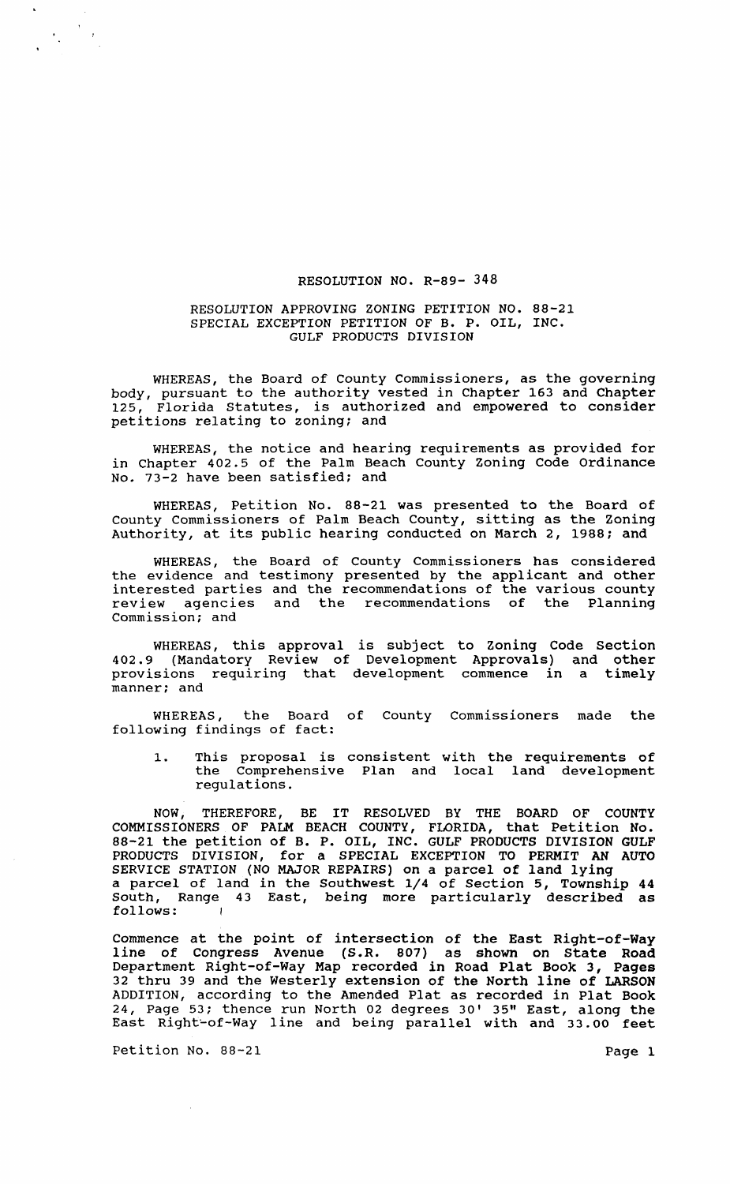RESOLUTION NO. R-89- 348

RESOLUTION APPROVING ZONING PETITION NO. 88-21
SPECIAL EXCEPTION PETITION OF B. P. OIL, INC.
GULF PRODUCTS DIVISION

WHEREAS, the Board of County Commissioners, as the governing body, pursuant to the authority vested in Chapter 163 and Chapter 125, Florida Statutes, is authorized and empowered to consider petitions relating to zoning; and

WHEREAS, the notice and hearing requirements as provided for in Chapter 402.5 of the Palm Beach County Zoning Code Ordinance No. 73-2 have been satisfied; and

WHEREAS, Petition No. 88-21 was presented to the Board of County Commissioners of Palm Beach County, sitting as the Zoning Authority, at its public hearing conducted on March 2, 1988; and

WHEREAS, the Board of County Commissioners has considered the evidence and testimony presented by the applicant and other interested parties and the recommendations of the various county review agencies and the recommendations of the Planning Commission; and

WHEREAS, this approval is subject to Zoning Code Section 402.9 (Mandatory Review of Development Approvals) and other provisions requiring that development commence in a timely manner; and

WHEREAS, the Board of County Commissioners made the following findings of fact:

1. This proposal is consistent with the requirements of the Comprehensive Plan and local land development regulations.

NOW, THEREFORE, BE IT RESOLVED BY THE BOARD OF COUNTY COMMISSIONERS OF PALM BEACH COUNTY, FLORIDA, that Petition No. 88-21 the petition of B. P. OIL, INC. GULF PRODUCTS DIVISION GULF PRODUCTS DIVISION, for a SPECIAL EXCEPTION TO PERMIT AN AUTO SERVICE STATION (NO MAJOR REPAIRS) on a parcel of land lying a parcel of land in the Southwest 1/4 of Section 5, Township 44 South, Range 43 East, being more particularly described as follows:

Commence at the point of intersection of the East Right-of-Way line of Congress Avenue (S.R. 807) as shown on State Road Department Right-of-Way Map recorded in Road Plat Book 3, Pages 32 thru 39 and the Westerly extension of the North line of LARSON ADDITION, according to the Amended Plat as recorded in Plat Book 24, Page 53; thence run North 02 degrees 30' 35" East, along the East Right-of-Way line and being parallel with and 33.00 feet

Petition No. 88-21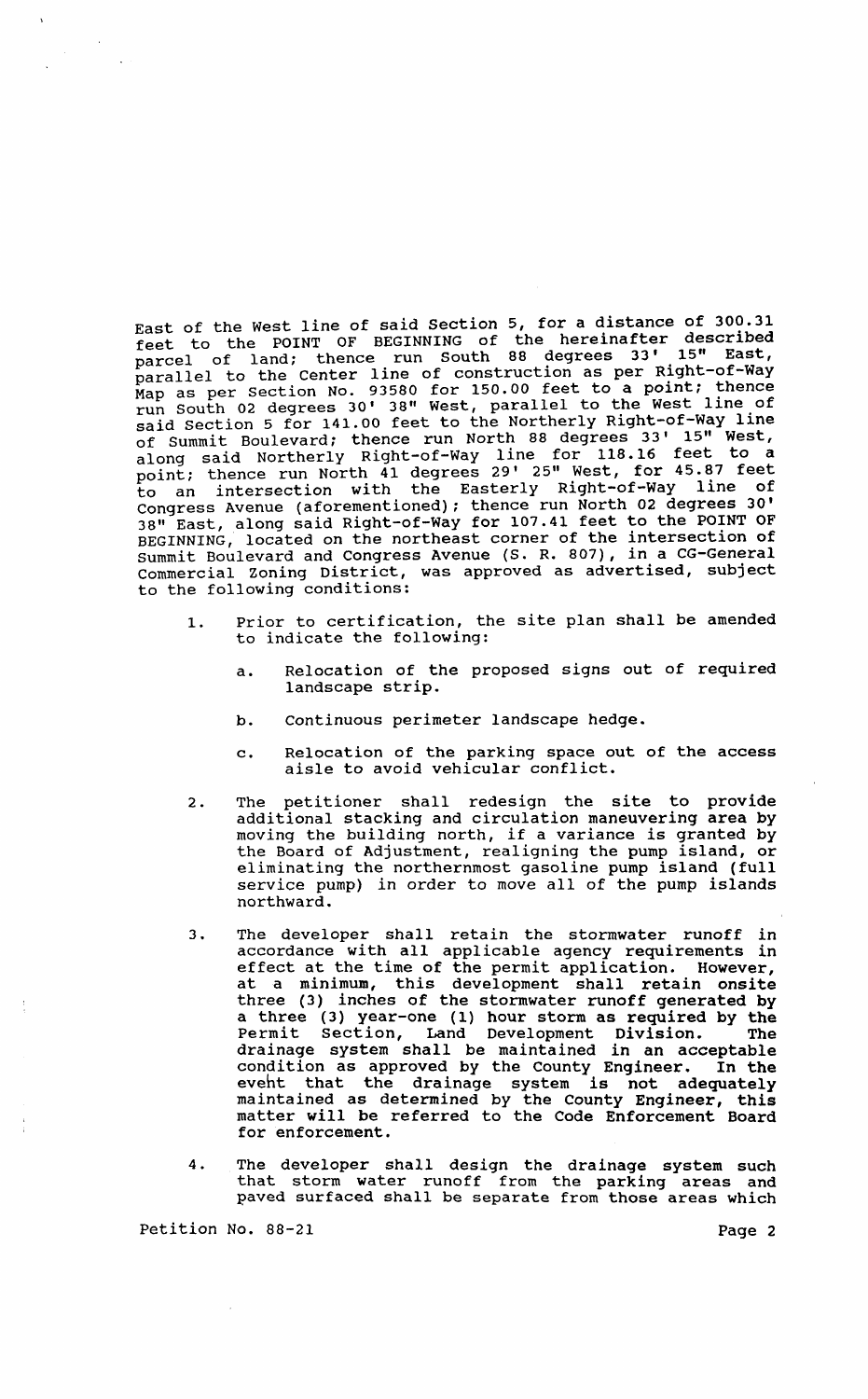East of the West line of said Section 5, for a distance of 300.31 feet to the POINT OF BEGINNING of the hereinafter described parcel of land; thence run South 88 degrees 33' 15" East, parallel to the Center line of construction as per Right-of-Way Map as per Section No. 93580 for 150.00 feet to a point; thence run South 02 degrees 30' 38" West, parallel to the West line of said Section 5 for 141.00 feet to the Northerly Right-of-Way line of Summit Boulevard; thence run North 88 degrees 33' 15" West, along said Northerly Right-of-Way line for 118.16 feet to a point; thence run North 41 degrees 29' 25" West, for 45.87 feet to an intersection with the Easterly Right-of-Way line of Congress Avenue (aforementioned); thence run North 02 degrees 30' 38" East, along said Right-of-Way for 107.41 feet to the POINT OF BEGINNING, located on the northeast corner of the intersection of Summit Boulevard and Congress Avenue (S. R. 807), in a CG-General Commercial Zoning District, was approved as advertised, subject to the following conditions:

1. Prior to certification, the site plan shall be amended to indicate the following:

   a. Relocation of the proposed signs out of required landscape strip.

   b. Continuous perimeter landscape hedge.

   c. Relocation of the parking space out of the access aisle to avoid vehicular conflict.

2. The petitioner shall redesign the site to provide additional stacking and circulation maneuvering area by moving the building north, if a variance is granted by the Board of Adjustment, realigning the pump island, or eliminating the northernmost gasoline pump island (full service pump) in order to move all of the pump islands northward.

3. The developer shall retain the stormwater runoff in accordance with all applicable agency requirements in effect at the time of the permit application. However, at a minimum, this development shall retain onsite three (3) inches of the stormwater runoff generated by a three (3) year-one (1) hour storm as required by the Permit Section, Land Development Division. The drainage system shall be maintained in an acceptable condition as approved by the County Engineer. In the event that the drainage system is not adequately maintained as determined by the County Engineer, this matter will be referred to the Code Enforcement Board for enforcement.

4. The developer shall design the drainage system such that storm water runoff from the parking areas and paved surfaced shall be separate from those areas which

Petition No. 88-21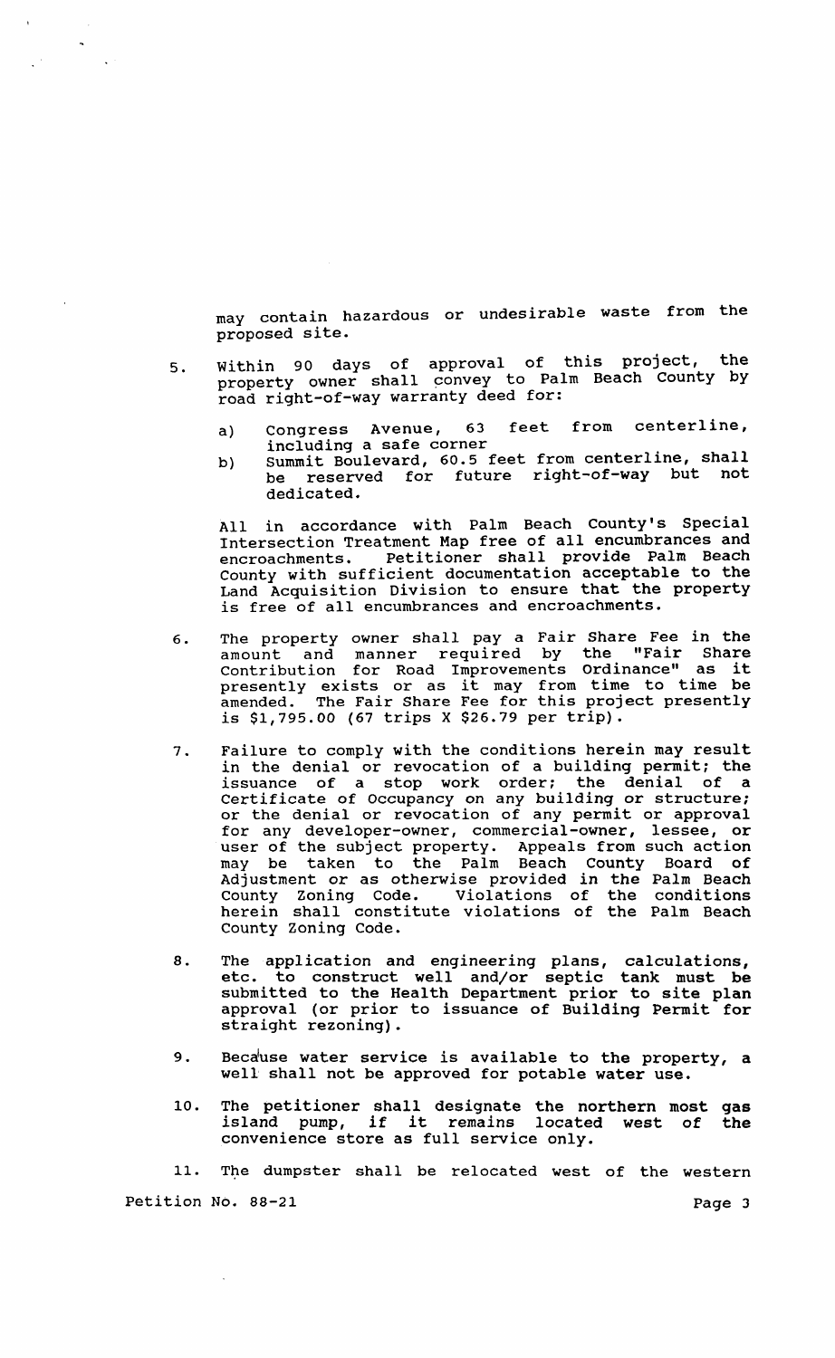may contain hazardous or undesirable waste from the proposed site.

5. Within 90 days of approval of this project, the property owner shall convey to Palm Beach County by road right-of-way warranty deed for:

   a) Congress Avenue, 63 feet from centerline, including a safe corner
   b) Summit Boulevard, 60.5 feet from centerline, shall be reserved for future right-of-way but not dedicated.

   All in accordance with Palm Beach County's Special Intersection Treatment Map free of all encumbrances and encroachments. Petitioner shall provide Palm Beach County with sufficient documentation acceptable to the Land Acquisition Division to ensure that the property is free of all encumbrances and encroachments.

6. The property owner shall pay a Fair Share Fee in the amount and manner required by the "Fair Share Contribution for Road Improvements Ordinance" as it presently exists or as it may from time to time be amended. The Fair Share Fee for this project presently is $1,795.00 (67 trips X $26.79 per trip).

7. Failure to comply with the conditions herein may result in the denial or revocation of a building permit; the issuance of a stop work order; the denial of a Certificate of Occupancy on any building or structure; or the denial or revocation of any permit or approval for any developer-owner, commercial-owner, lessee, or user of the subject property. Appeals from such action may be taken to the Palm Beach County Board of Adjustment or as otherwise provided in the Palm Beach County Zoning Code. Violations of the conditions herein shall constitute violations of the Palm Beach County Zoning Code.

8. The application and engineering plans, calculations, etc. to construct well and/or septic tank must be submitted to the Health Department prior to site plan approval (or prior to issuance of Building Permit for straight rezoning).

9. Because water service is available to the property, a well shall not be approved for potable water use.

10. The petitioner shall designate the northern most gas island pump, if it remains located west of the convenience store as full service only.

11. The dumpster shall be relocated west of the western

Petition No. 88-21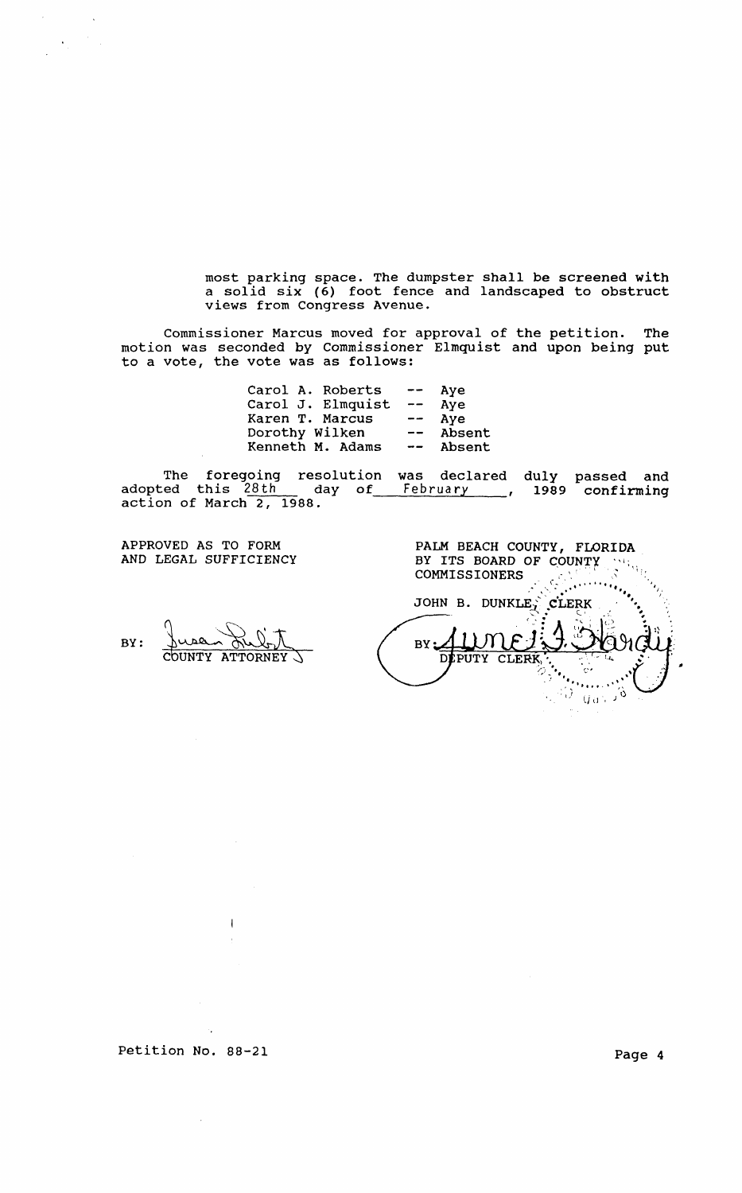most parking space. The dumpster shall be screened with a solid six (6) foot fence and landscaped to obstruct views from Congress Avenue.

Commissioner Marcus moved for approval of the petition. The motion was seconded by Commissioner Elmquist and upon being put to a vote, the vote was as follows:

| | | |
|---|---|---|
| Carol A. Roberts | -- | Aye |
| Carol J. Elmquist | -- | Aye |
| Karen T. Marcus | -- | Aye |
| Dorothy Wilken | -- | Absent |
| Kenneth M. Adams | -- | Absent |

The foregoing resolution was declared duly passed and adopted this 28th day of February, 1989 confirming action of March 2, 1988.

APPROVED AS TO FORM
AND LEGAL SUFFICIENCY

BY: ____________________
COUNTY ATTORNEY

PALM BEACH COUNTY, FLORIDA
BY ITS BOARD OF COUNTY
COMMISSIONERS

JOHN B. DUNKLE, CLERK

BY: ____________________
DEPUTY CLERK

Petition No. 88-21